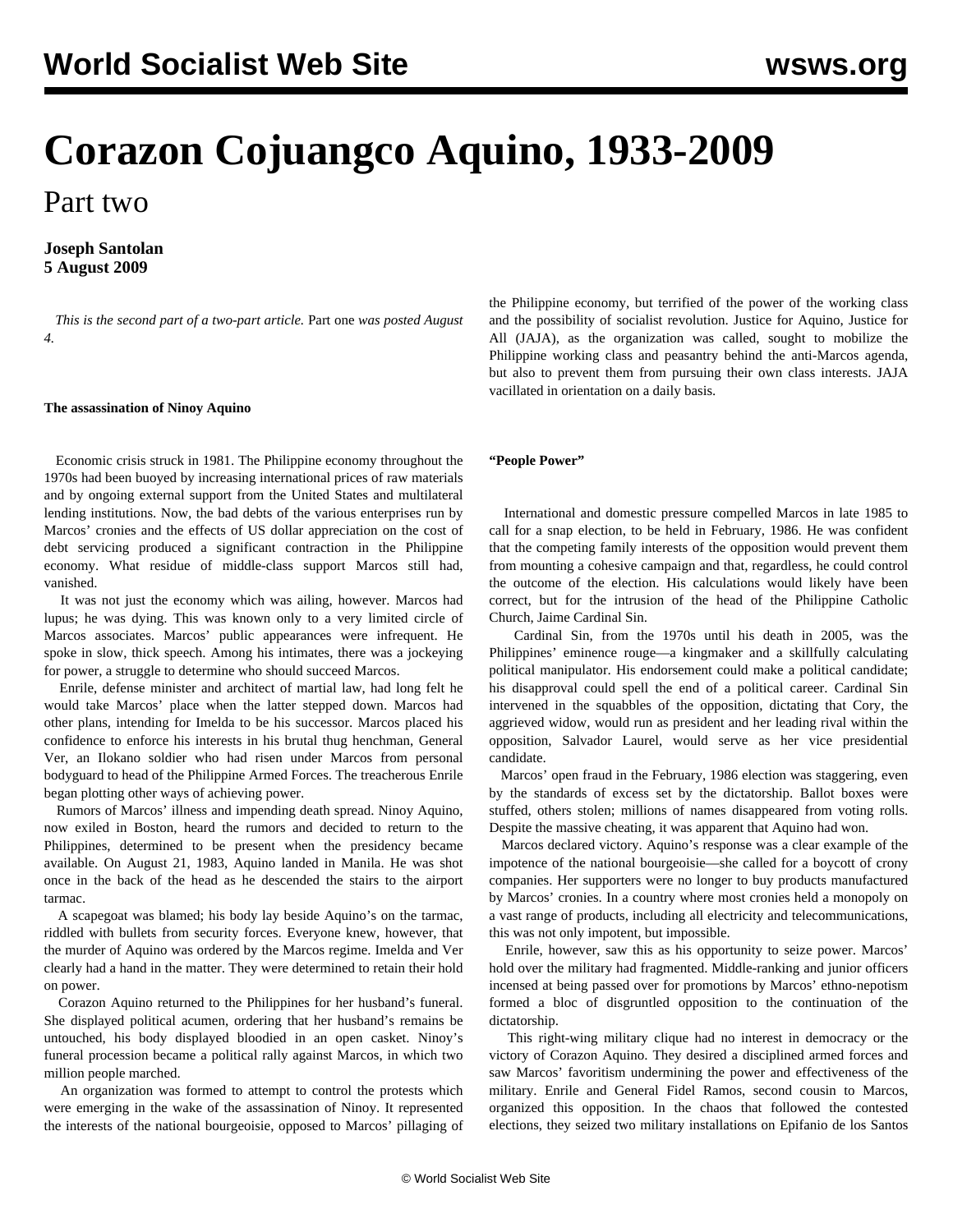# Corazon Cojuangco Aquino, 1933-2009

## Part two

**Joseph Santolan**
**5 August 2009**

*This is the second part of a two-part article.* Part one *was posted August 4.*

**The assassination of Ninoy Aquino**

Economic crisis struck in 1981. The Philippine economy throughout the 1970s had been buoyed by increasing international prices of raw materials and by ongoing external support from the United States and multilateral lending institutions. Now, the bad debts of the various enterprises run by Marcos' cronies and the effects of US dollar appreciation on the cost of debt servicing produced a significant contraction in the Philippine economy. What residue of middle-class support Marcos still had, vanished.

It was not just the economy which was ailing, however. Marcos had lupus; he was dying. This was known only to a very limited circle of Marcos associates. Marcos' public appearances were infrequent. He spoke in slow, thick speech. Among his intimates, there was a jockeying for power, a struggle to determine who should succeed Marcos.

Enrile, defense minister and architect of martial law, had long felt he would take Marcos' place when the latter stepped down. Marcos had other plans, intending for Imelda to be his successor. Marcos placed his confidence to enforce his interests in his brutal thug henchman, General Ver, an Ilokano soldier who had risen under Marcos from personal bodyguard to head of the Philippine Armed Forces. The treacherous Enrile began plotting other ways of achieving power.

Rumors of Marcos' illness and impending death spread. Ninoy Aquino, now exiled in Boston, heard the rumors and decided to return to the Philippines, determined to be present when the presidency became available. On August 21, 1983, Aquino landed in Manila. He was shot once in the back of the head as he descended the stairs to the airport tarmac.

A scapegoat was blamed; his body lay beside Aquino's on the tarmac, riddled with bullets from security forces. Everyone knew, however, that the murder of Aquino was ordered by the Marcos regime. Imelda and Ver clearly had a hand in the matter. They were determined to retain their hold on power.

Corazon Aquino returned to the Philippines for her husband's funeral. She displayed political acumen, ordering that her husband's remains be untouched, his body displayed bloodied in an open casket. Ninoy's funeral procession became a political rally against Marcos, in which two million people marched.

An organization was formed to attempt to control the protests which were emerging in the wake of the assassination of Ninoy. It represented the interests of the national bourgeoisie, opposed to Marcos' pillaging of the Philippine economy, but terrified of the power of the working class and the possibility of socialist revolution. Justice for Aquino, Justice for All (JAJA), as the organization was called, sought to mobilize the Philippine working class and peasantry behind the anti-Marcos agenda, but also to prevent them from pursuing their own class interests. JAJA vacillated in orientation on a daily basis.

**"People Power"**

International and domestic pressure compelled Marcos in late 1985 to call for a snap election, to be held in February, 1986. He was confident that the competing family interests of the opposition would prevent them from mounting a cohesive campaign and that, regardless, he could control the outcome of the election. His calculations would likely have been correct, but for the intrusion of the head of the Philippine Catholic Church, Jaime Cardinal Sin.

Cardinal Sin, from the 1970s until his death in 2005, was the Philippines' eminence rouge—a kingmaker and a skillfully calculating political manipulator. His endorsement could make a political candidate; his disapproval could spell the end of a political career. Cardinal Sin intervened in the squabbles of the opposition, dictating that Cory, the aggrieved widow, would run as president and her leading rival within the opposition, Salvador Laurel, would serve as her vice presidential candidate.

Marcos' open fraud in the February, 1986 election was staggering, even by the standards of excess set by the dictatorship. Ballot boxes were stuffed, others stolen; millions of names disappeared from voting rolls. Despite the massive cheating, it was apparent that Aquino had won.

Marcos declared victory. Aquino's response was a clear example of the impotence of the national bourgeoisie—she called for a boycott of crony companies. Her supporters were no longer to buy products manufactured by Marcos' cronies. In a country where most cronies held a monopoly on a vast range of products, including all electricity and telecommunications, this was not only impotent, but impossible.

Enrile, however, saw this as his opportunity to seize power. Marcos' hold over the military had fragmented. Middle-ranking and junior officers incensed at being passed over for promotions by Marcos' ethno-nepotism formed a bloc of disgruntled opposition to the continuation of the dictatorship.

This right-wing military clique had no interest in democracy or the victory of Corazon Aquino. They desired a disciplined armed forces and saw Marcos' favoritism undermining the power and effectiveness of the military. Enrile and General Fidel Ramos, second cousin to Marcos, organized this opposition. In the chaos that followed the contested elections, they seized two military installations on Epifanio de los Santos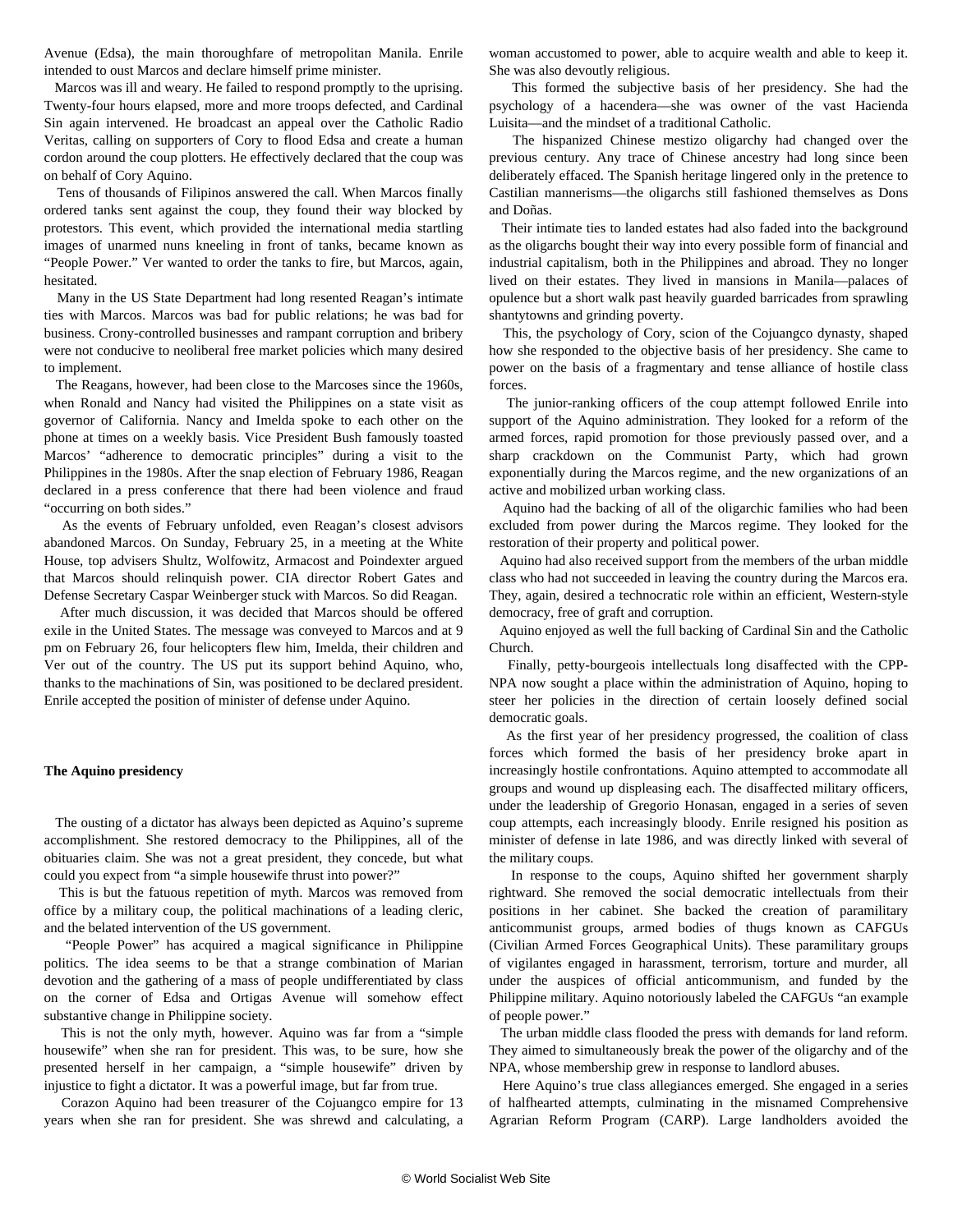Avenue (Edsa), the main thoroughfare of metropolitan Manila. Enrile intended to oust Marcos and declare himself prime minister.

Marcos was ill and weary. He failed to respond promptly to the uprising. Twenty-four hours elapsed, more and more troops defected, and Cardinal Sin again intervened. He broadcast an appeal over the Catholic Radio Veritas, calling on supporters of Cory to flood Edsa and create a human cordon around the coup plotters. He effectively declared that the coup was on behalf of Cory Aquino.

Tens of thousands of Filipinos answered the call. When Marcos finally ordered tanks sent against the coup, they found their way blocked by protestors. This event, which provided the international media startling images of unarmed nuns kneeling in front of tanks, became known as "People Power." Ver wanted to order the tanks to fire, but Marcos, again, hesitated.

Many in the US State Department had long resented Reagan's intimate ties with Marcos. Marcos was bad for public relations; he was bad for business. Crony-controlled businesses and rampant corruption and bribery were not conducive to neoliberal free market policies which many desired to implement.

The Reagans, however, had been close to the Marcoses since the 1960s, when Ronald and Nancy had visited the Philippines on a state visit as governor of California. Nancy and Imelda spoke to each other on the phone at times on a weekly basis. Vice President Bush famously toasted Marcos' "adherence to democratic principles" during a visit to the Philippines in the 1980s. After the snap election of February 1986, Reagan declared in a press conference that there had been violence and fraud "occurring on both sides."

As the events of February unfolded, even Reagan's closest advisors abandoned Marcos. On Sunday, February 25, in a meeting at the White House, top advisers Shultz, Wolfowitz, Armacost and Poindexter argued that Marcos should relinquish power. CIA director Robert Gates and Defense Secretary Caspar Weinberger stuck with Marcos. So did Reagan.

After much discussion, it was decided that Marcos should be offered exile in the United States. The message was conveyed to Marcos and at 9 pm on February 26, four helicopters flew him, Imelda, their children and Ver out of the country. The US put its support behind Aquino, who, thanks to the machinations of Sin, was positioned to be declared president. Enrile accepted the position of minister of defense under Aquino.

**The Aquino presidency**

The ousting of a dictator has always been depicted as Aquino's supreme accomplishment. She restored democracy to the Philippines, all of the obituaries claim. She was not a great president, they concede, but what could you expect from "a simple housewife thrust into power?"

This is but the fatuous repetition of myth. Marcos was removed from office by a military coup, the political machinations of a leading cleric, and the belated intervention of the US government.

"People Power" has acquired a magical significance in Philippine politics. The idea seems to be that a strange combination of Marian devotion and the gathering of a mass of people undifferentiated by class on the corner of Edsa and Ortigas Avenue will somehow effect substantive change in Philippine society.

This is not the only myth, however. Aquino was far from a "simple housewife" when she ran for president. This was, to be sure, how she presented herself in her campaign, a "simple housewife" driven by injustice to fight a dictator. It was a powerful image, but far from true.

Corazon Aquino had been treasurer of the Cojuangco empire for 13 years when she ran for president. She was shrewd and calculating, a woman accustomed to power, able to acquire wealth and able to keep it. She was also devoutly religious.

This formed the subjective basis of her presidency. She had the psychology of a hacendera—she was owner of the vast Hacienda Luisita—and the mindset of a traditional Catholic.

The hispanized Chinese mestizo oligarchy had changed over the previous century. Any trace of Chinese ancestry had long since been deliberately effaced. The Spanish heritage lingered only in the pretence to Castilian mannerisms—the oligarchs still fashioned themselves as Dons and Doñas.

Their intimate ties to landed estates had also faded into the background as the oligarchs bought their way into every possible form of financial and industrial capitalism, both in the Philippines and abroad. They no longer lived on their estates. They lived in mansions in Manila—palaces of opulence but a short walk past heavily guarded barricades from sprawling shantytowns and grinding poverty.

This, the psychology of Cory, scion of the Cojuangco dynasty, shaped how she responded to the objective basis of her presidency. She came to power on the basis of a fragmentary and tense alliance of hostile class forces.

The junior-ranking officers of the coup attempt followed Enrile into support of the Aquino administration. They looked for a reform of the armed forces, rapid promotion for those previously passed over, and a sharp crackdown on the Communist Party, which had grown exponentially during the Marcos regime, and the new organizations of an active and mobilized urban working class.

Aquino had the backing of all of the oligarchic families who had been excluded from power during the Marcos regime. They looked for the restoration of their property and political power.

Aquino had also received support from the members of the urban middle class who had not succeeded in leaving the country during the Marcos era. They, again, desired a technocratic role within an efficient, Western-style democracy, free of graft and corruption.

Aquino enjoyed as well the full backing of Cardinal Sin and the Catholic Church.

Finally, petty-bourgeois intellectuals long disaffected with the CPP-NPA now sought a place within the administration of Aquino, hoping to steer her policies in the direction of certain loosely defined social democratic goals.

As the first year of her presidency progressed, the coalition of class forces which formed the basis of her presidency broke apart in increasingly hostile confrontations. Aquino attempted to accommodate all groups and wound up displeasing each. The disaffected military officers, under the leadership of Gregorio Honasan, engaged in a series of seven coup attempts, each increasingly bloody. Enrile resigned his position as minister of defense in late 1986, and was directly linked with several of the military coups.

In response to the coups, Aquino shifted her government sharply rightward. She removed the social democratic intellectuals from their positions in her cabinet. She backed the creation of paramilitary anticommunist groups, armed bodies of thugs known as CAFGUs (Civilian Armed Forces Geographical Units). These paramilitary groups of vigilantes engaged in harassment, terrorism, torture and murder, all under the auspices of official anticommunism, and funded by the Philippine military. Aquino notoriously labeled the CAFGUs "an example of people power."

The urban middle class flooded the press with demands for land reform. They aimed to simultaneously break the power of the oligarchy and of the NPA, whose membership grew in response to landlord abuses.

Here Aquino's true class allegiances emerged. She engaged in a series of halfhearted attempts, culminating in the misnamed Comprehensive Agrarian Reform Program (CARP). Large landholders avoided the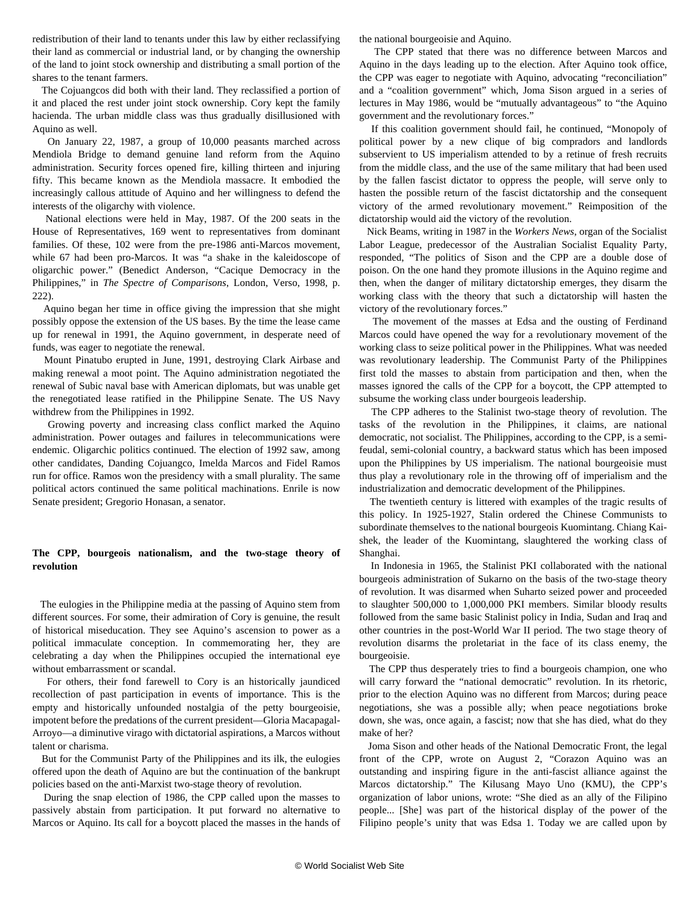redistribution of their land to tenants under this law by either reclassifying their land as commercial or industrial land, or by changing the ownership of the land to joint stock ownership and distributing a small portion of the shares to the tenant farmers.

The Cojuangcos did both with their land. They reclassified a portion of it and placed the rest under joint stock ownership. Cory kept the family hacienda. The urban middle class was thus gradually disillusioned with Aquino as well.

On January 22, 1987, a group of 10,000 peasants marched across Mendiola Bridge to demand genuine land reform from the Aquino administration. Security forces opened fire, killing thirteen and injuring fifty. This became known as the Mendiola massacre. It embodied the increasingly callous attitude of Aquino and her willingness to defend the interests of the oligarchy with violence.

National elections were held in May, 1987. Of the 200 seats in the House of Representatives, 169 went to representatives from dominant families. Of these, 102 were from the pre-1986 anti-Marcos movement, while 67 had been pro-Marcos. It was "a shake in the kaleidoscope of oligarchic power." (Benedict Anderson, "Cacique Democracy in the Philippines," in *The Spectre of Comparisons*, London, Verso, 1998, p. 222).

Aquino began her time in office giving the impression that she might possibly oppose the extension of the US bases. By the time the lease came up for renewal in 1991, the Aquino government, in desperate need of funds, was eager to negotiate the renewal.

Mount Pinatubo erupted in June, 1991, destroying Clark Airbase and making renewal a moot point. The Aquino administration negotiated the renewal of Subic naval base with American diplomats, but was unable get the renegotiated lease ratified in the Philippine Senate. The US Navy withdrew from the Philippines in 1992.

Growing poverty and increasing class conflict marked the Aquino administration. Power outages and failures in telecommunications were endemic. Oligarchic politics continued. The election of 1992 saw, among other candidates, Danding Cojuangco, Imelda Marcos and Fidel Ramos run for office. Ramos won the presidency with a small plurality. The same political actors continued the same political machinations. Enrile is now Senate president; Gregorio Honasan, a senator.

## The CPP, bourgeois nationalism, and the two-stage theory of revolution

The eulogies in the Philippine media at the passing of Aquino stem from different sources. For some, their admiration of Cory is genuine, the result of historical miseducation. They see Aquino's ascension to power as a political immaculate conception. In commemorating her, they are celebrating a day when the Philippines occupied the international eye without embarrassment or scandal.

For others, their fond farewell to Cory is an historically jaundiced recollection of past participation in events of importance. This is the empty and historically unfounded nostalgia of the petty bourgeoisie, impotent before the predations of the current president—Gloria Macapagal-Arroyo—a diminutive virago with dictatorial aspirations, a Marcos without talent or charisma.

But for the Communist Party of the Philippines and its ilk, the eulogies offered upon the death of Aquino are but the continuation of the bankrupt policies based on the anti-Marxist two-stage theory of revolution.

During the snap election of 1986, the CPP called upon the masses to passively abstain from participation. It put forward no alternative to Marcos or Aquino. Its call for a boycott placed the masses in the hands of the national bourgeoisie and Aquino.

The CPP stated that there was no difference between Marcos and Aquino in the days leading up to the election. After Aquino took office, the CPP was eager to negotiate with Aquino, advocating "reconciliation" and a "coalition government" which, Joma Sison argued in a series of lectures in May 1986, would be "mutually advantageous" to "the Aquino government and the revolutionary forces."

If this coalition government should fail, he continued, "Monopoly of political power by a new clique of big compradors and landlords subservient to US imperialism attended to by a retinue of fresh recruits from the middle class, and the use of the same military that had been used by the fallen fascist dictator to oppress the people, will serve only to hasten the possible return of the fascist dictatorship and the consequent victory of the armed revolutionary movement." Reimposition of the dictatorship would aid the victory of the revolution.

Nick Beams, writing in 1987 in the *Workers News*, organ of the Socialist Labor League, predecessor of the Australian Socialist Equality Party, responded, "The politics of Sison and the CPP are a double dose of poison. On the one hand they promote illusions in the Aquino regime and then, when the danger of military dictatorship emerges, they disarm the working class with the theory that such a dictatorship will hasten the victory of the revolutionary forces."

The movement of the masses at Edsa and the ousting of Ferdinand Marcos could have opened the way for a revolutionary movement of the working class to seize political power in the Philippines. What was needed was revolutionary leadership. The Communist Party of the Philippines first told the masses to abstain from participation and then, when the masses ignored the calls of the CPP for a boycott, the CPP attempted to subsume the working class under bourgeois leadership.

The CPP adheres to the Stalinist two-stage theory of revolution. The tasks of the revolution in the Philippines, it claims, are national democratic, not socialist. The Philippines, according to the CPP, is a semi-feudal, semi-colonial country, a backward status which has been imposed upon the Philippines by US imperialism. The national bourgeoisie must thus play a revolutionary role in the throwing off of imperialism and the industrialization and democratic development of the Philippines.

The twentieth century is littered with examples of the tragic results of this policy. In 1925-1927, Stalin ordered the Chinese Communists to subordinate themselves to the national bourgeois Kuomintang. Chiang Kai-shek, the leader of the Kuomintang, slaughtered the working class of Shanghai.

In Indonesia in 1965, the Stalinist PKI collaborated with the national bourgeois administration of Sukarno on the basis of the two-stage theory of revolution. It was disarmed when Suharto seized power and proceeded to slaughter 500,000 to 1,000,000 PKI members. Similar bloody results followed from the same basic Stalinist policy in India, Sudan and Iraq and other countries in the post-World War II period. The two stage theory of revolution disarms the proletariat in the face of its class enemy, the bourgeoisie.

The CPP thus desperately tries to find a bourgeois champion, one who will carry forward the "national democratic" revolution. In its rhetoric, prior to the election Aquino was no different from Marcos; during peace negotiations, she was a possible ally; when peace negotiations broke down, she was, once again, a fascist; now that she has died, what do they make of her?

Joma Sison and other heads of the National Democratic Front, the legal front of the CPP, wrote on August 2, "Corazon Aquino was an outstanding and inspiring figure in the anti-fascist alliance against the Marcos dictatorship." The Kilusang Mayo Uno (KMU), the CPP's organization of labor unions, wrote: "She died as an ally of the Filipino people... [She] was part of the historical display of the power of the Filipino people's unity that was Edsa 1. Today we are called upon by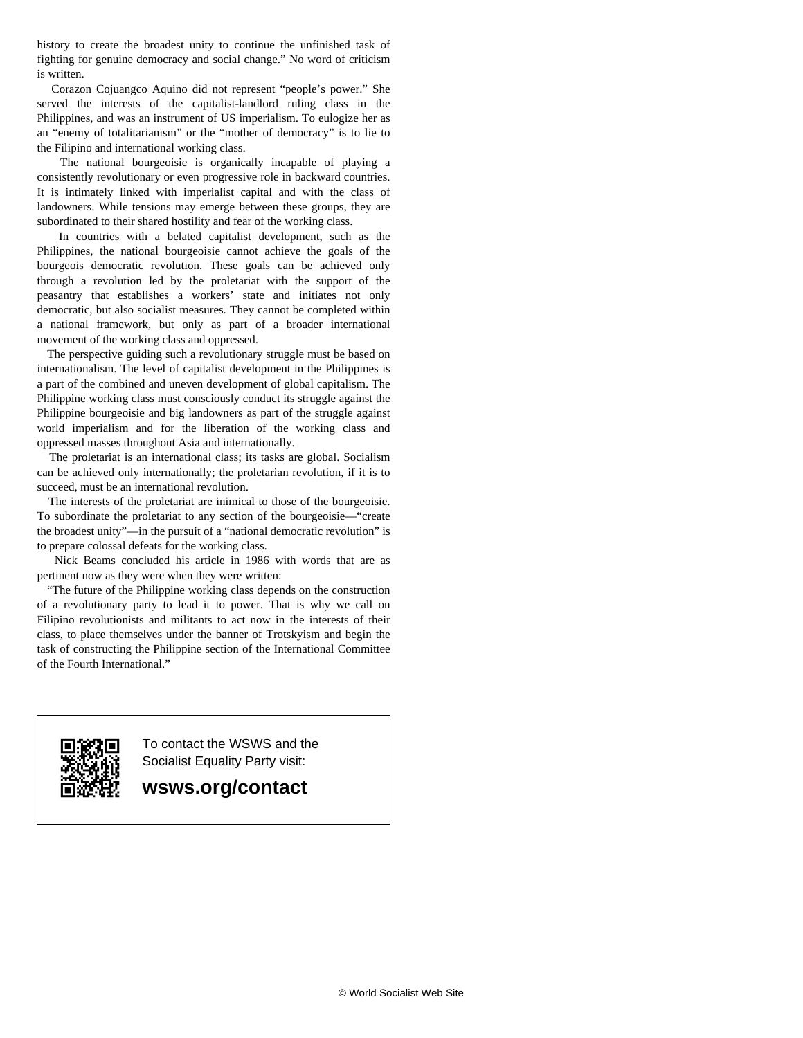history to create the broadest unity to continue the unfinished task of fighting for genuine democracy and social change." No word of criticism is written.

Corazon Cojuangco Aquino did not represent "people's power." She served the interests of the capitalist-landlord ruling class in the Philippines, and was an instrument of US imperialism. To eulogize her as an "enemy of totalitarianism" or the "mother of democracy" is to lie to the Filipino and international working class.

The national bourgeoisie is organically incapable of playing a consistently revolutionary or even progressive role in backward countries. It is intimately linked with imperialist capital and with the class of landowners. While tensions may emerge between these groups, they are subordinated to their shared hostility and fear of the working class.

In countries with a belated capitalist development, such as the Philippines, the national bourgeoisie cannot achieve the goals of the bourgeois democratic revolution. These goals can be achieved only through a revolution led by the proletariat with the support of the peasantry that establishes a workers' state and initiates not only democratic, but also socialist measures. They cannot be completed within a national framework, but only as part of a broader international movement of the working class and oppressed.

The perspective guiding such a revolutionary struggle must be based on internationalism. The level of capitalist development in the Philippines is a part of the combined and uneven development of global capitalism. The Philippine working class must consciously conduct its struggle against the Philippine bourgeoisie and big landowners as part of the struggle against world imperialism and for the liberation of the working class and oppressed masses throughout Asia and internationally.

The proletariat is an international class; its tasks are global. Socialism can be achieved only internationally; the proletarian revolution, if it is to succeed, must be an international revolution.

The interests of the proletariat are inimical to those of the bourgeoisie. To subordinate the proletariat to any section of the bourgeoisie—"create the broadest unity"—in the pursuit of a "national democratic revolution" is to prepare colossal defeats for the working class.

Nick Beams concluded his article in 1986 with words that are as pertinent now as they were when they were written:

"The future of the Philippine working class depends on the construction of a revolutionary party to lead it to power. That is why we call on Filipino revolutionists and militants to act now in the interests of their class, to place themselves under the banner of Trotskyism and begin the task of constructing the Philippine section of the International Committee of the Fourth International."

To contact the WSWS and the Socialist Equality Party visit:

**wsws.org/contact**

© World Socialist Web Site